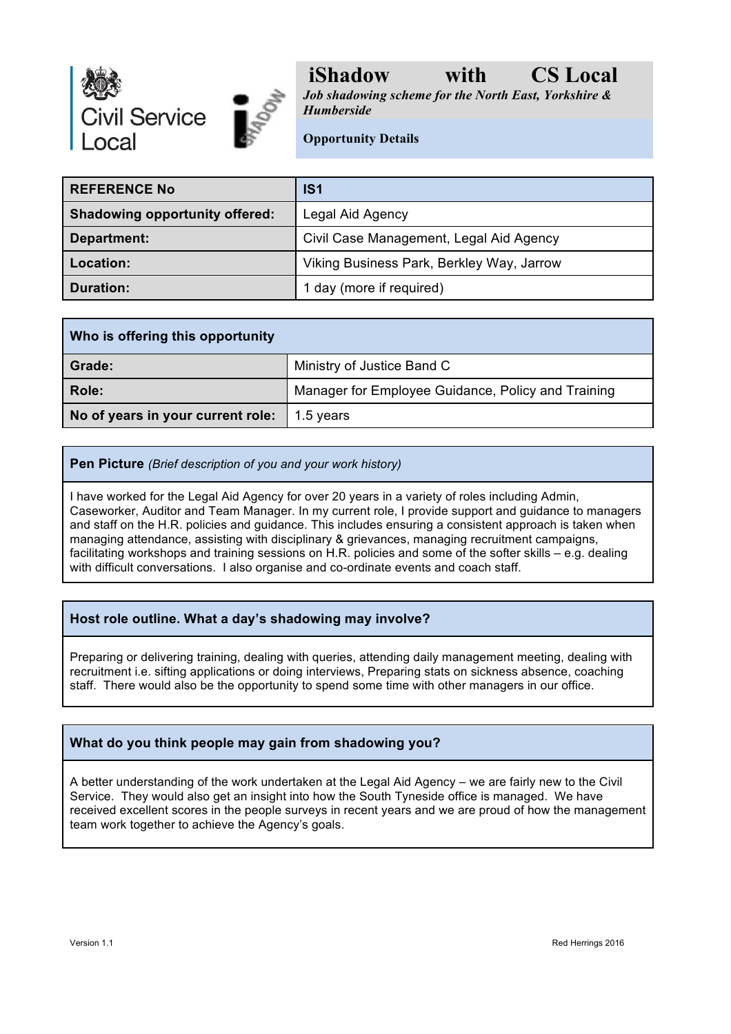# iShadow with CS Local

*Job shadowing scheme for the North East, Yorkshire & Humberside*

**Opportunity Details**

| **REFERENCE No** | **IS1** |
|---|---|
| **Shadowing opportunity offered:** | Legal Aid Agency |
| **Department:** | Civil Case Management, Legal Aid Agency |
| **Location:** | Viking Business Park, Berkley Way, Jarrow |
| **Duration:** | 1 day (more if required) |

| **Who is offering this opportunity** | |
|---|---|
| **Grade:** | Ministry of Justice Band C |
| **Role:** | Manager for Employee Guidance, Policy and Training |
| **No of years in your current role:** | 1.5 years |

**Pen Picture** *(Brief description of you and your work history)*

I have worked for the Legal Aid Agency for over 20 years in a variety of roles including Admin, Caseworker, Auditor and Team Manager. In my current role, I provide support and guidance to managers and staff on the H.R. policies and guidance. This includes ensuring a consistent approach is taken when managing attendance, assisting with disciplinary & grievances, managing recruitment campaigns, facilitating workshops and training sessions on H.R. policies and some of the softer skills – e.g. dealing with difficult conversations. I also organise and co-ordinate events and coach staff.

**Host role outline. What a day's shadowing may involve?**

Preparing or delivering training, dealing with queries, attending daily management meeting, dealing with recruitment i.e. sifting applications or doing interviews, Preparing stats on sickness absence, coaching staff. There would also be the opportunity to spend some time with other managers in our office.

**What do you think people may gain from shadowing you?**

A better understanding of the work undertaken at the Legal Aid Agency – we are fairly new to the Civil Service. They would also get an insight into how the South Tyneside office is managed. We have received excellent scores in the people surveys in recent years and we are proud of how the management team work together to achieve the Agency's goals.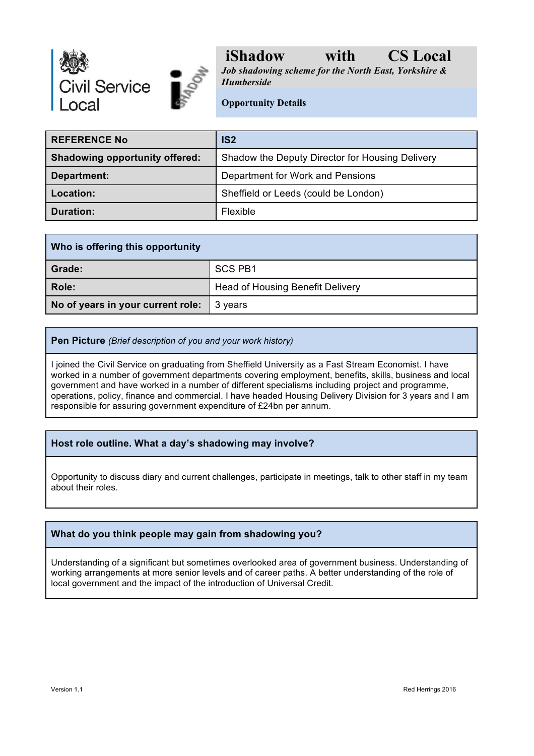Civil Service Local

# iShadow with CS Local

***Job shadowing scheme for the North East, Yorkshire & Humberside***

**Opportunity Details**

| | |
|---|---|
| **REFERENCE No** | **IS2** |
| **Shadowing opportunity offered:** | Shadow the Deputy Director for Housing Delivery |
| **Department:** | Department for Work and Pensions |
| **Location:** | Sheffield or Leeds (could be London) |
| **Duration:** | Flexible |

| **Who is offering this opportunity** | |
|---|---|
| **Grade:** | SCS PB1 |
| **Role:** | Head of Housing Benefit Delivery |
| **No of years in your current role:** | 3 years |

**Pen Picture** *(Brief description of you and your work history)*

I joined the Civil Service on graduating from Sheffield University as a Fast Stream Economist. I have worked in a number of government departments covering employment, benefits, skills, business and local government and have worked in a number of different specialisms including project and programme, operations, policy, finance and commercial. I have headed Housing Delivery Division for 3 years and I am responsible for assuring government expenditure of £24bn per annum.

**Host role outline. What a day's shadowing may involve?**

Opportunity to discuss diary and current challenges, participate in meetings, talk to other staff in my team about their roles.

**What do you think people may gain from shadowing you?**

Understanding of a significant but sometimes overlooked area of government business. Understanding of working arrangements at more senior levels and of career paths. A better understanding of the role of local government and the impact of the introduction of Universal Credit.

Version 1.1 Red Herrings 2016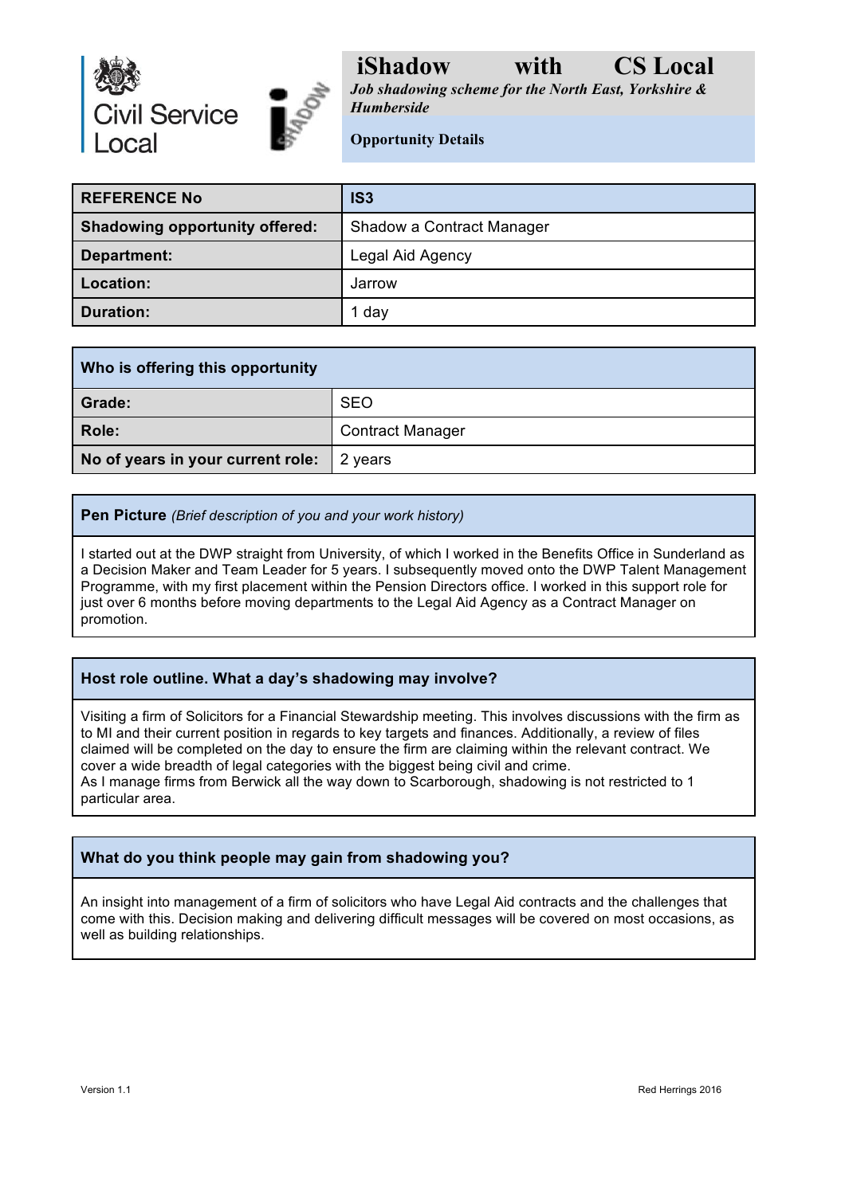Civil Service Local

# iShadow with CS Local

***Job shadowing scheme for the North East, Yorkshire & Humberside***

**Opportunity Details**

| | |
|---|---|
| **REFERENCE No** | **IS3** |
| **Shadowing opportunity offered:** | Shadow a Contract Manager |
| **Department:** | Legal Aid Agency |
| **Location:** | Jarrow |
| **Duration:** | 1 day |

| **Who is offering this opportunity** | |
|---|---|
| **Grade:** | SEO |
| **Role:** | Contract Manager |
| **No of years in your current role:** | 2 years |

**Pen Picture** *(Brief description of you and your work history)*

I started out at the DWP straight from University, of which I worked in the Benefits Office in Sunderland as a Decision Maker and Team Leader for 5 years. I subsequently moved onto the DWP Talent Management Programme, with my first placement within the Pension Directors office. I worked in this support role for just over 6 months before moving departments to the Legal Aid Agency as a Contract Manager on promotion.

**Host role outline. What a day's shadowing may involve?**

Visiting a firm of Solicitors for a Financial Stewardship meeting. This involves discussions with the firm as to MI and their current position in regards to key targets and finances. Additionally, a review of files claimed will be completed on the day to ensure the firm are claiming within the relevant contract. We cover a wide breadth of legal categories with the biggest being civil and crime.
As I manage firms from Berwick all the way down to Scarborough, shadowing is not restricted to 1 particular area.

**What do you think people may gain from shadowing you?**

An insight into management of a firm of solicitors who have Legal Aid contracts and the challenges that come with this. Decision making and delivering difficult messages will be covered on most occasions, as well as building relationships.

Version 1.1 Red Herrings 2016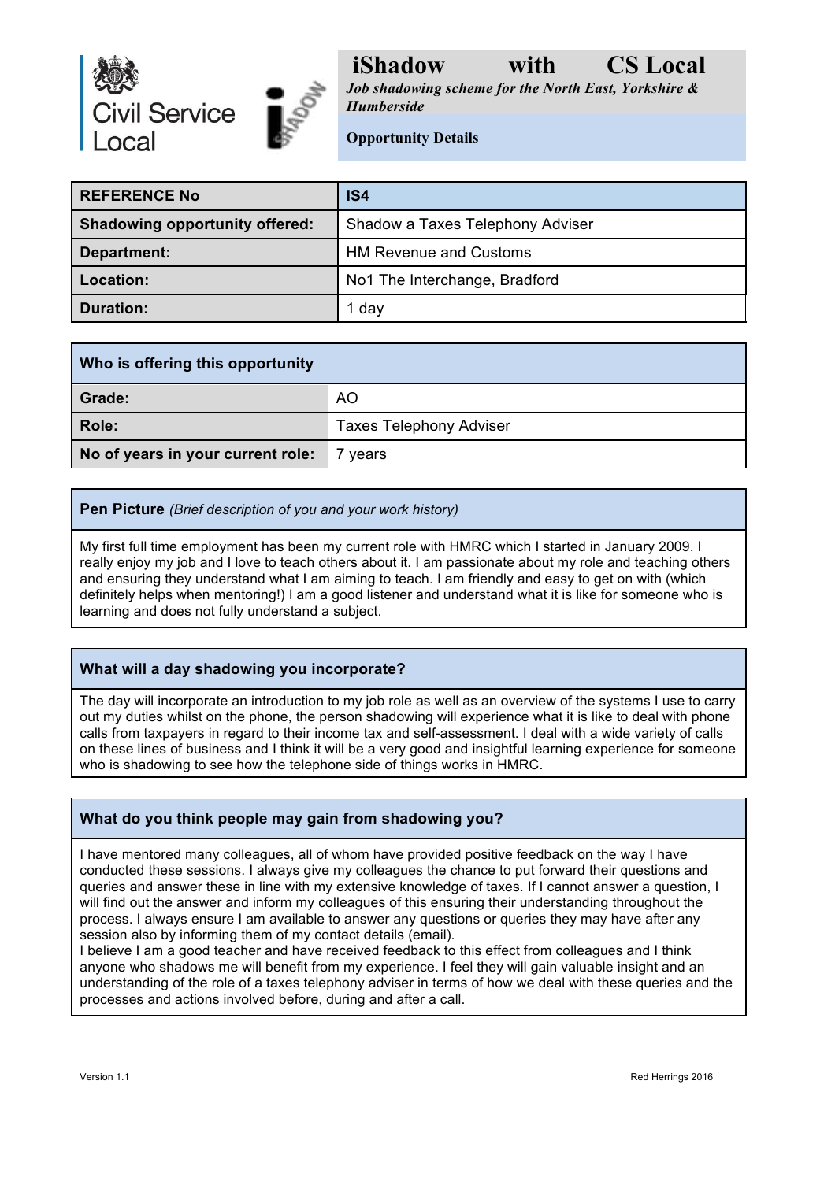# iShadow with CS Local

***Job shadowing scheme for the North East, Yorkshire & Humberside***

**Opportunity Details**

| | |
|---|---|
| **REFERENCE No** | **IS4** |
| **Shadowing opportunity offered:** | Shadow a Taxes Telephony Adviser |
| **Department:** | HM Revenue and Customs |
| **Location:** | No1 The Interchange, Bradford |
| **Duration:** | 1 day |

**Who is offering this opportunity**

| | |
|---|---|
| **Grade:** | AO |
| **Role:** | Taxes Telephony Adviser |
| **No of years in your current role:** | 7 years |

**Pen Picture** *(Brief description of you and your work history)*

My first full time employment has been my current role with HMRC which I started in January 2009. I really enjoy my job and I love to teach others about it. I am passionate about my role and teaching others and ensuring they understand what I am aiming to teach. I am friendly and easy to get on with (which definitely helps when mentoring!) I am a good listener and understand what it is like for someone who is learning and does not fully understand a subject.

**What will a day shadowing you incorporate?**

The day will incorporate an introduction to my job role as well as an overview of the systems I use to carry out my duties whilst on the phone, the person shadowing will experience what it is like to deal with phone calls from taxpayers in regard to their income tax and self-assessment. I deal with a wide variety of calls on these lines of business and I think it will be a very good and insightful learning experience for someone who is shadowing to see how the telephone side of things works in HMRC.

**What do you think people may gain from shadowing you?**

I have mentored many colleagues, all of whom have provided positive feedback on the way I have conducted these sessions. I always give my colleagues the chance to put forward their questions and queries and answer these in line with my extensive knowledge of taxes. If I cannot answer a question, I will find out the answer and inform my colleagues of this ensuring their understanding throughout the process. I always ensure I am available to answer any questions or queries they may have after any session also by informing them of my contact details (email).
I believe I am a good teacher and have received feedback to this effect from colleagues and I think anyone who shadows me will benefit from my experience. I feel they will gain valuable insight and an understanding of the role of a taxes telephony adviser in terms of how we deal with these queries and the processes and actions involved before, during and after a call.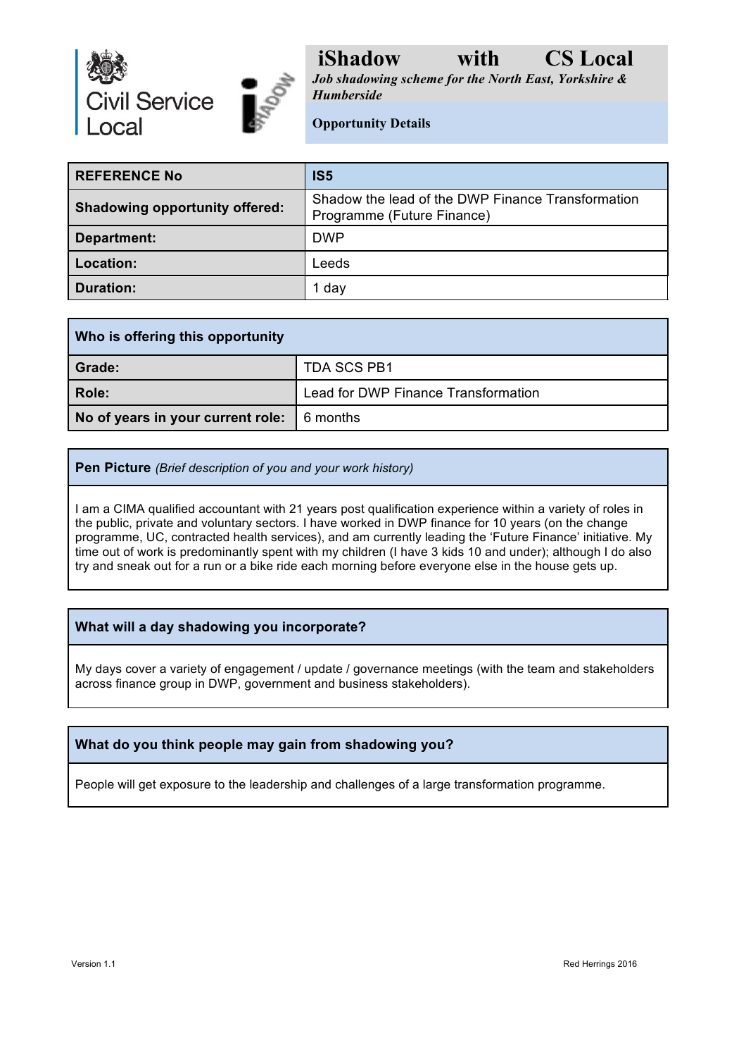Civil Service Local

# iShadow with CS Local

***Job shadowing scheme for the North East, Yorkshire & Humberside***

**Opportunity Details**

| | |
|---|---|
| **REFERENCE No** | **IS5** |
| **Shadowing opportunity offered:** | Shadow the lead of the DWP Finance Transformation Programme (Future Finance) |
| **Department:** | DWP |
| **Location:** | Leeds |
| **Duration:** | 1 day |

| **Who is offering this opportunity** | |
|---|---|
| **Grade:** | TDA SCS PB1 |
| **Role:** | Lead for DWP Finance Transformation |
| **No of years in your current role:** | 6 months |

**Pen Picture** *(Brief description of you and your work history)*

I am a CIMA qualified accountant with 21 years post qualification experience within a variety of roles in the public, private and voluntary sectors. I have worked in DWP finance for 10 years (on the change programme, UC, contracted health services), and am currently leading the 'Future Finance' initiative. My time out of work is predominantly spent with my children (I have 3 kids 10 and under); although I do also try and sneak out for a run or a bike ride each morning before everyone else in the house gets up.

**What will a day shadowing you incorporate?**

My days cover a variety of engagement / update / governance meetings (with the team and stakeholders across finance group in DWP, government and business stakeholders).

**What do you think people may gain from shadowing you?**

People will get exposure to the leadership and challenges of a large transformation programme.

Version 1.1

Red Herrings 2016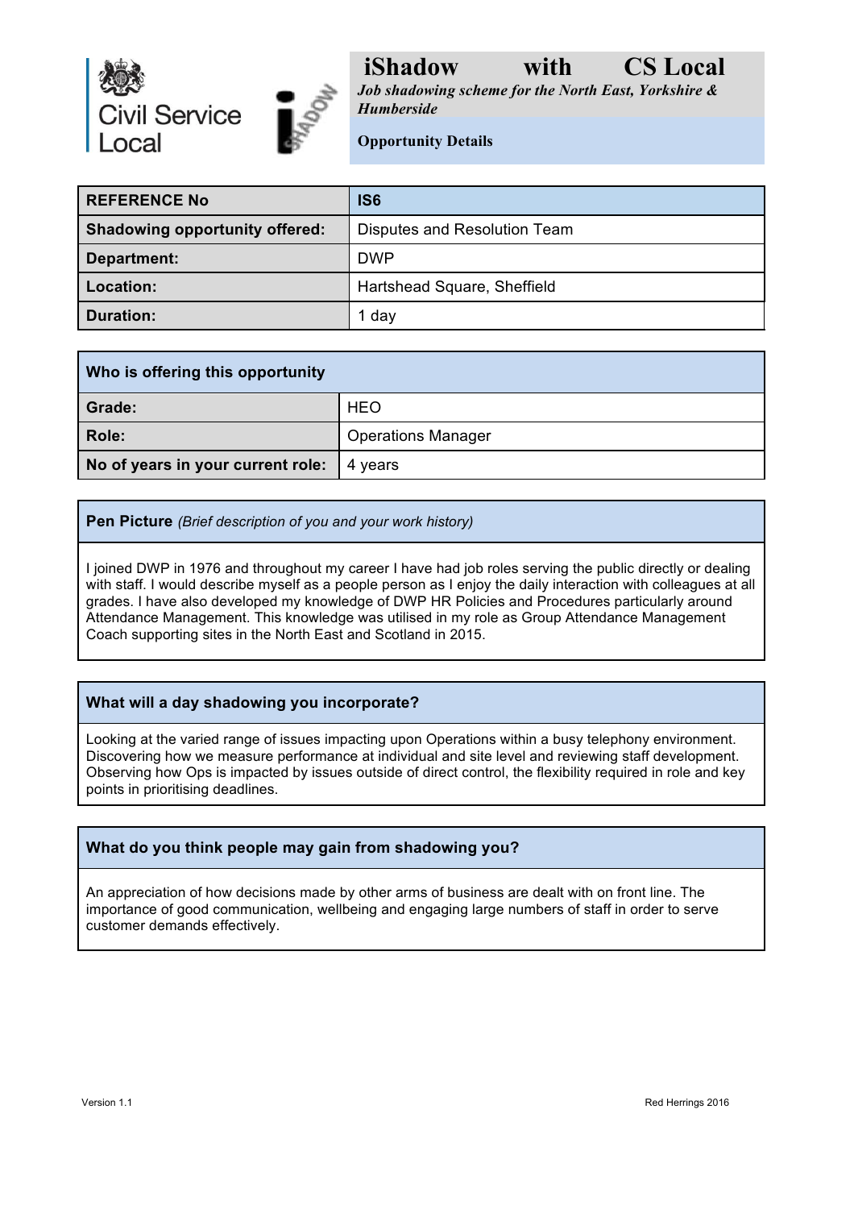Civil Service Local

# iShadow with CS Local

***Job shadowing scheme for the North East, Yorkshire & Humberside***

**Opportunity Details**

| | |
|---|---|
| **REFERENCE No** | **IS6** |
| **Shadowing opportunity offered:** | Disputes and Resolution Team |
| **Department:** | DWP |
| **Location:** | Hartshead Square, Sheffield |
| **Duration:** | 1 day |

| **Who is offering this opportunity** | |
|---|---|
| **Grade:** | HEO |
| **Role:** | Operations Manager |
| **No of years in your current role:** | 4 years |

**Pen Picture** *(Brief description of you and your work history)*

I joined DWP in 1976 and throughout my career I have had job roles serving the public directly or dealing with staff. I would describe myself as a people person as I enjoy the daily interaction with colleagues at all grades. I have also developed my knowledge of DWP HR Policies and Procedures particularly around Attendance Management. This knowledge was utilised in my role as Group Attendance Management Coach supporting sites in the North East and Scotland in 2015.

**What will a day shadowing you incorporate?**

Looking at the varied range of issues impacting upon Operations within a busy telephony environment. Discovering how we measure performance at individual and site level and reviewing staff development. Observing how Ops is impacted by issues outside of direct control, the flexibility required in role and key points in prioritising deadlines.

**What do you think people may gain from shadowing you?**

An appreciation of how decisions made by other arms of business are dealt with on front line. The importance of good communication, wellbeing and engaging large numbers of staff in order to serve customer demands effectively.

Version 1.1

Red Herrings 2016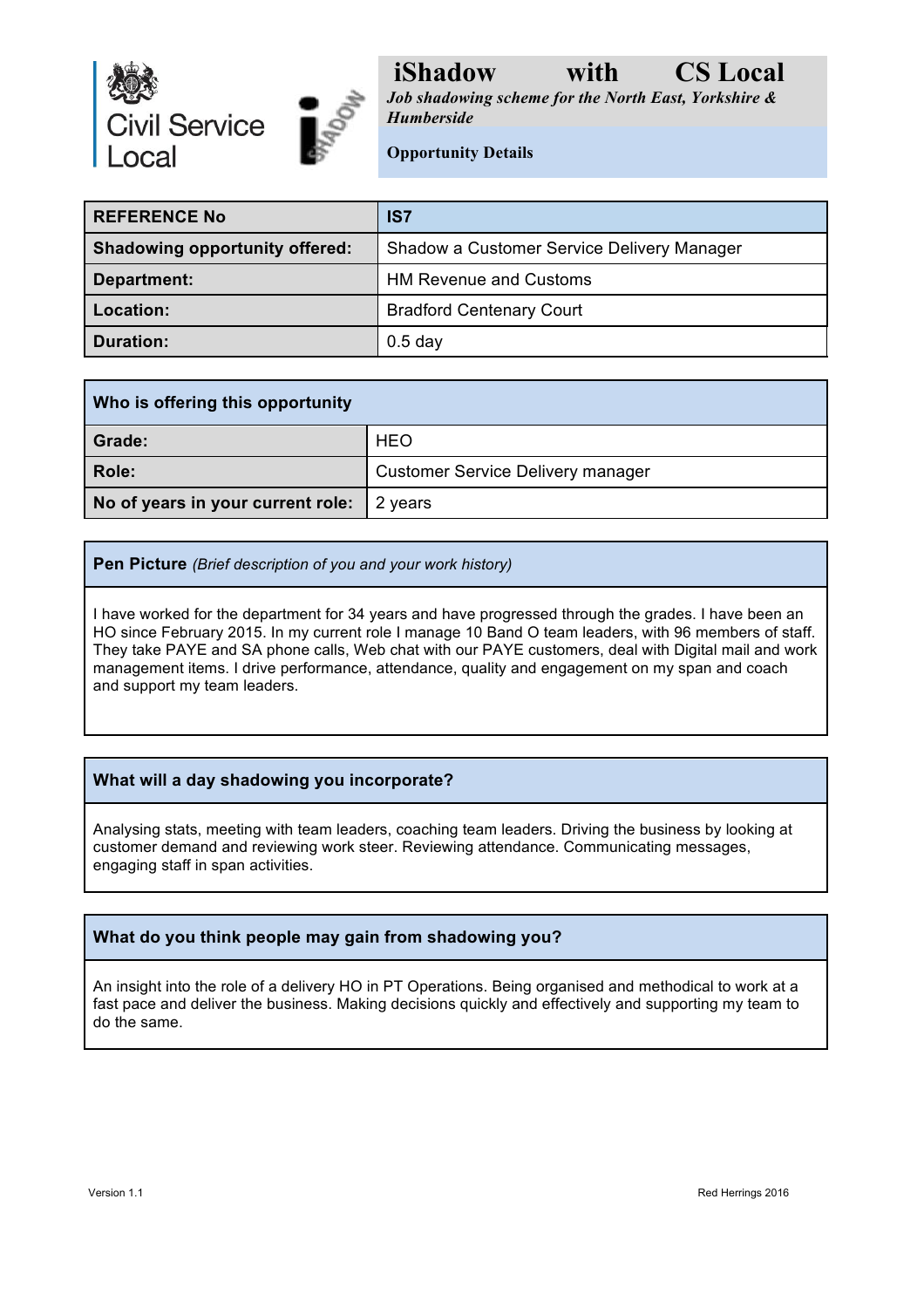# iShadow with CS Local

*Job shadowing scheme for the North East, Yorkshire & Humberside*

**Opportunity Details**

| | |
|---|---|
| **REFERENCE No** | **IS7** |
| **Shadowing opportunity offered:** | Shadow a Customer Service Delivery Manager |
| **Department:** | HM Revenue and Customs |
| **Location:** | Bradford Centenary Court |
| **Duration:** | 0.5 day |

**Who is offering this opportunity**

| | |
|---|---|
| **Grade:** | HEO |
| **Role:** | Customer Service Delivery manager |
| **No of years in your current role:** | 2 years |

**Pen Picture** *(Brief description of you and your work history)*

I have worked for the department for 34 years and have progressed through the grades. I have been an HO since February 2015. In my current role I manage 10 Band O team leaders, with 96 members of staff. They take PAYE and SA phone calls, Web chat with our PAYE customers, deal with Digital mail and work management items. I drive performance, attendance, quality and engagement on my span and coach and support my team leaders.

**What will a day shadowing you incorporate?**

Analysing stats, meeting with team leaders, coaching team leaders. Driving the business by looking at customer demand and reviewing work steer. Reviewing attendance. Communicating messages, engaging staff in span activities.

**What do you think people may gain from shadowing you?**

An insight into the role of a delivery HO in PT Operations. Being organised and methodical to work at a fast pace and deliver the business. Making decisions quickly and effectively and supporting my team to do the same.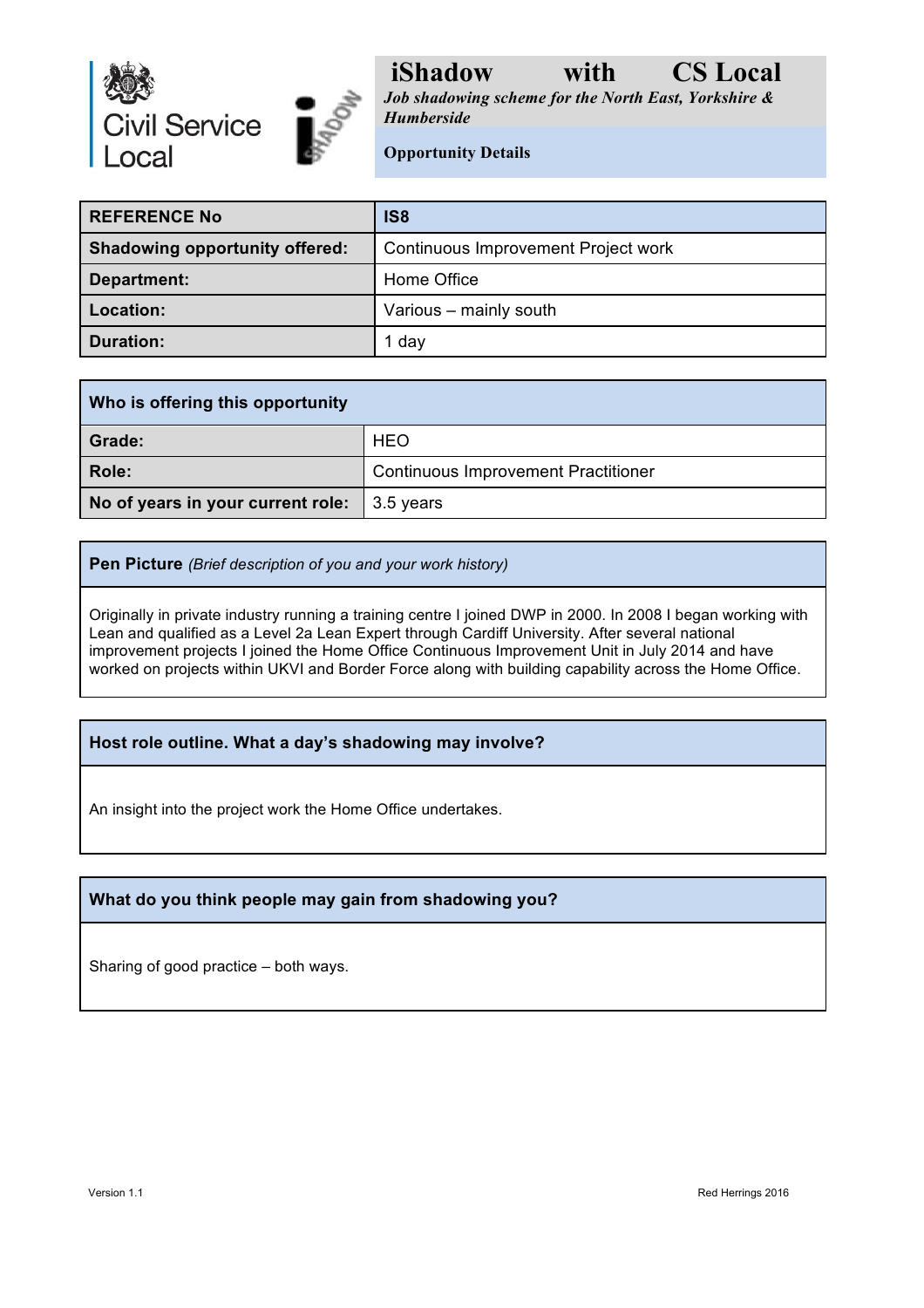# iShadow with CS Local

***Job shadowing scheme for the North East, Yorkshire & Humberside***

**Opportunity Details**

| | |
|---|---|
| **REFERENCE No** | **IS8** |
| **Shadowing opportunity offered:** | Continuous Improvement Project work |
| **Department:** | Home Office |
| **Location:** | Various – mainly south |
| **Duration:** | 1 day |

| **Who is offering this opportunity** | |
|---|---|
| **Grade:** | HEO |
| **Role:** | Continuous Improvement Practitioner |
| **No of years in your current role:** | 3.5 years |

**Pen Picture** *(Brief description of you and your work history)*

Originally in private industry running a training centre I joined DWP in 2000. In 2008 I began working with Lean and qualified as a Level 2a Lean Expert through Cardiff University. After several national improvement projects I joined the Home Office Continuous Improvement Unit in July 2014 and have worked on projects within UKVI and Border Force along with building capability across the Home Office.

**Host role outline. What a day's shadowing may involve?**

An insight into the project work the Home Office undertakes.

**What do you think people may gain from shadowing you?**

Sharing of good practice – both ways.

Version 1.1

Red Herrings 2016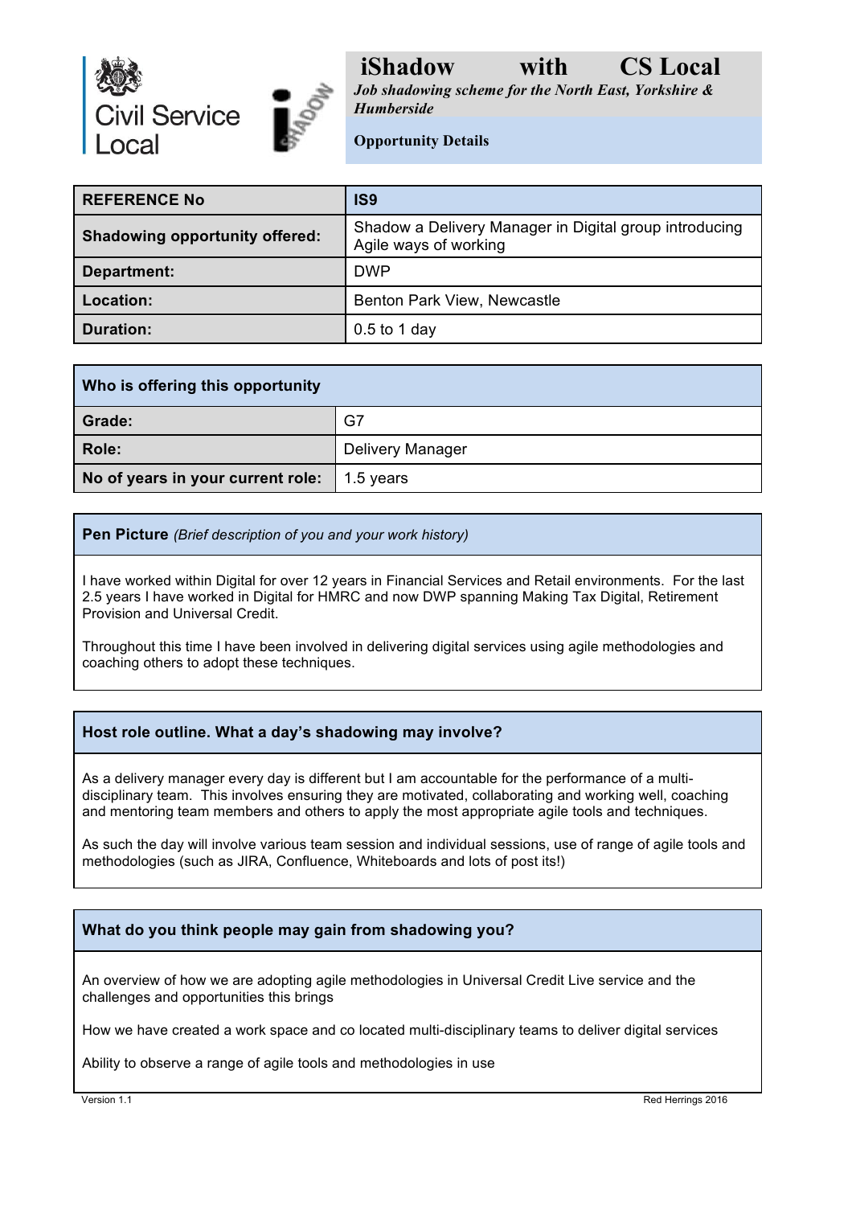# iShadow with CS Local

***Job shadowing scheme for the North East, Yorkshire & Humberside***

**Opportunity Details**

| | |
|---|---|
| **REFERENCE No** | **IS9** |
| **Shadowing opportunity offered:** | Shadow a Delivery Manager in Digital group introducing Agile ways of working |
| **Department:** | DWP |
| **Location:** | Benton Park View, Newcastle |
| **Duration:** | 0.5 to 1 day |

**Who is offering this opportunity**

| | |
|---|---|
| **Grade:** | G7 |
| **Role:** | Delivery Manager |
| **No of years in your current role:** | 1.5 years |

**Pen Picture** *(Brief description of you and your work history)*

I have worked within Digital for over 12 years in Financial Services and Retail environments. For the last 2.5 years I have worked in Digital for HMRC and now DWP spanning Making Tax Digital, Retirement Provision and Universal Credit.

Throughout this time I have been involved in delivering digital services using agile methodologies and coaching others to adopt these techniques.

**Host role outline. What a day's shadowing may involve?**

As a delivery manager every day is different but I am accountable for the performance of a multi-disciplinary team. This involves ensuring they are motivated, collaborating and working well, coaching and mentoring team members and others to apply the most appropriate agile tools and techniques.

As such the day will involve various team session and individual sessions, use of range of agile tools and methodologies (such as JIRA, Confluence, Whiteboards and lots of post its!)

**What do you think people may gain from shadowing you?**

An overview of how we are adopting agile methodologies in Universal Credit Live service and the challenges and opportunities this brings

How we have created a work space and co located multi-disciplinary teams to deliver digital services

Ability to observe a range of agile tools and methodologies in use

Version 1.1 Red Herrings 2016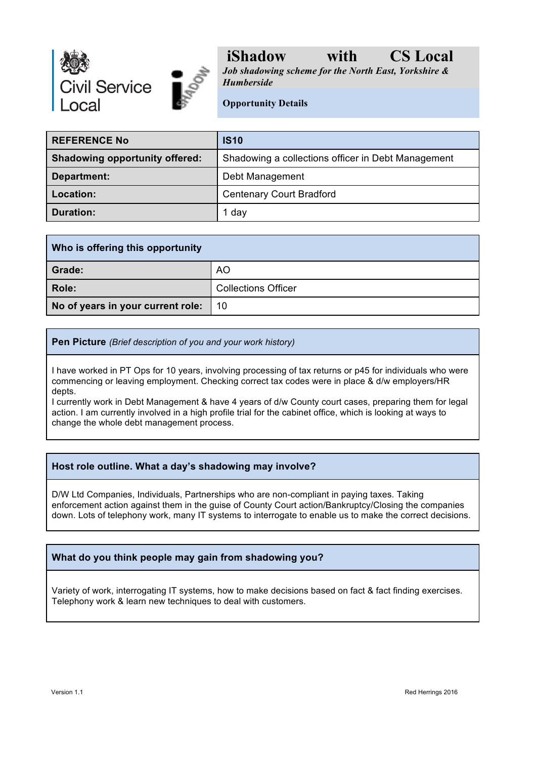# iShadow with CS Local

***Job shadowing scheme for the North East, Yorkshire & Humberside***

**Opportunity Details**

| | |
|---|---|
| **REFERENCE No** | **IS10** |
| **Shadowing opportunity offered:** | Shadowing a collections officer in Debt Management |
| **Department:** | Debt Management |
| **Location:** | Centenary Court Bradford |
| **Duration:** | 1 day |

| **Who is offering this opportunity** | |
|---|---|
| **Grade:** | AO |
| **Role:** | Collections Officer |
| **No of years in your current role:** | 10 |

**Pen Picture** *(Brief description of you and your work history)*

I have worked in PT Ops for 10 years, involving processing of tax returns or p45 for individuals who were commencing or leaving employment. Checking correct tax codes were in place & d/w employers/HR depts.
I currently work in Debt Management & have 4 years of d/w County court cases, preparing them for legal action. I am currently involved in a high profile trial for the cabinet office, which is looking at ways to change the whole debt management process.

**Host role outline. What a day's shadowing may involve?**

D/W Ltd Companies, Individuals, Partnerships who are non-compliant in paying taxes. Taking enforcement action against them in the guise of County Court action/Bankruptcy/Closing the companies down. Lots of telephony work, many IT systems to interrogate to enable us to make the correct decisions.

**What do you think people may gain from shadowing you?**

Variety of work, interrogating IT systems, how to make decisions based on fact & fact finding exercises. Telephony work & learn new techniques to deal with customers.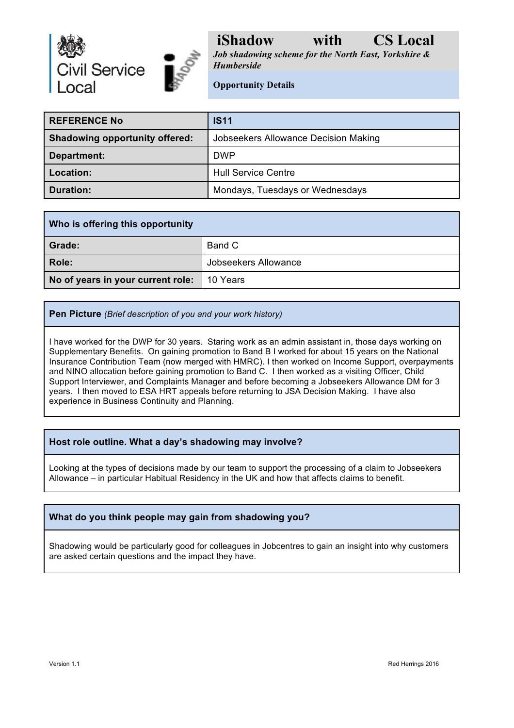Civil Service Local

# iShadow with CS Local

***Job shadowing scheme for the North East, Yorkshire & Humberside***

**Opportunity Details**

| | |
|---|---|
| **REFERENCE No** | **IS11** |
| **Shadowing opportunity offered:** | Jobseekers Allowance Decision Making |
| **Department:** | DWP |
| **Location:** | Hull Service Centre |
| **Duration:** | Mondays, Tuesdays or Wednesdays |

| **Who is offering this opportunity** | |
|---|---|
| **Grade:** | Band C |
| **Role:** | Jobseekers Allowance |
| **No of years in your current role:** | 10 Years |

**Pen Picture** *(Brief description of you and your work history)*

I have worked for the DWP for 30 years. Staring work as an admin assistant in, those days working on Supplementary Benefits. On gaining promotion to Band B I worked for about 15 years on the National Insurance Contribution Team (now merged with HMRC). I then worked on Income Support, overpayments and NINO allocation before gaining promotion to Band C. I then worked as a visiting Officer, Child Support Interviewer, and Complaints Manager and before becoming a Jobseekers Allowance DM for 3 years. I then moved to ESA HRT appeals before returning to JSA Decision Making. I have also experience in Business Continuity and Planning.

**Host role outline. What a day's shadowing may involve?**

Looking at the types of decisions made by our team to support the processing of a claim to Jobseekers Allowance – in particular Habitual Residency in the UK and how that affects claims to benefit.

**What do you think people may gain from shadowing you?**

Shadowing would be particularly good for colleagues in Jobcentres to gain an insight into why customers are asked certain questions and the impact they have.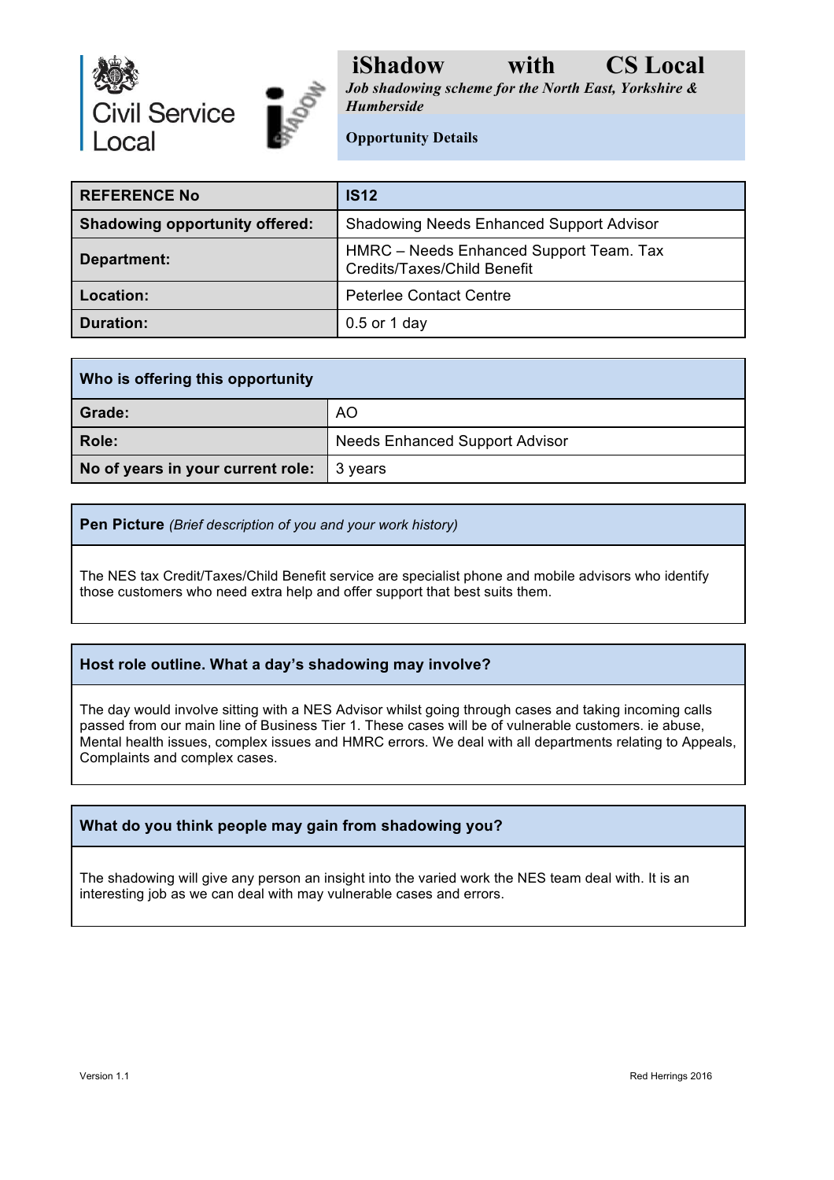Civil Service Local

# iShadow with CS Local

***Job shadowing scheme for the North East, Yorkshire & Humberside***

**Opportunity Details**

| | |
|---|---|
| **REFERENCE No** | **IS12** |
| **Shadowing opportunity offered:** | Shadowing Needs Enhanced Support Advisor |
| **Department:** | HMRC – Needs Enhanced Support Team. Tax Credits/Taxes/Child Benefit |
| **Location:** | Peterlee Contact Centre |
| **Duration:** | 0.5 or 1 day |

| **Who is offering this opportunity** | |
|---|---|
| **Grade:** | AO |
| **Role:** | Needs Enhanced Support Advisor |
| **No of years in your current role:** | 3 years |

**Pen Picture** *(Brief description of you and your work history)*

The NES tax Credit/Taxes/Child Benefit service are specialist phone and mobile advisors who identify those customers who need extra help and offer support that best suits them.

**Host role outline. What a day's shadowing may involve?**

The day would involve sitting with a NES Advisor whilst going through cases and taking incoming calls passed from our main line of Business Tier 1. These cases will be of vulnerable customers. ie abuse, Mental health issues, complex issues and HMRC errors. We deal with all departments relating to Appeals, Complaints and complex cases.

**What do you think people may gain from shadowing you?**

The shadowing will give any person an insight into the varied work the NES team deal with. It is an interesting job as we can deal with may vulnerable cases and errors.

Version 1.1 Red Herrings 2016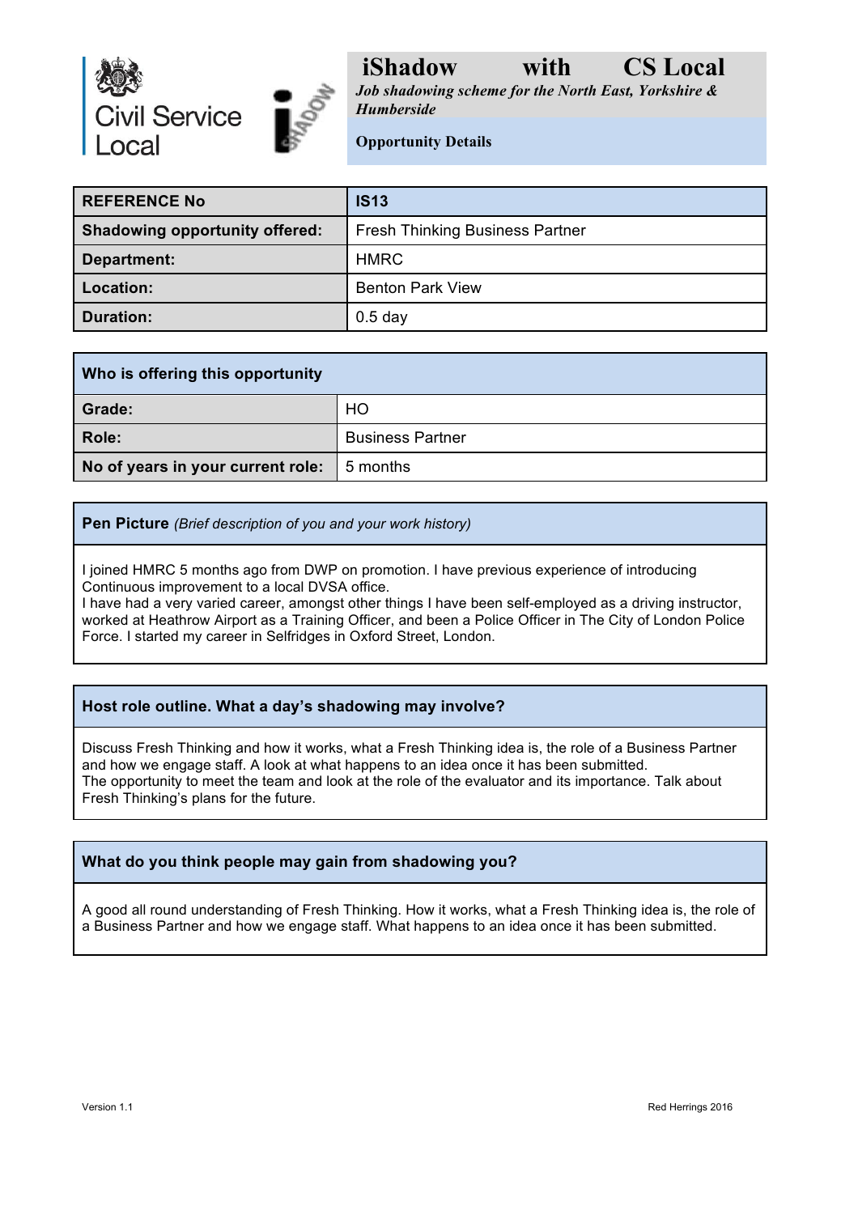Civil Service Local

# iShadow with CS Local

***Job shadowing scheme for the North East, Yorkshire & Humberside***

**Opportunity Details**

| **REFERENCE No** | **IS13** |
|---|---|
| **Shadowing opportunity offered:** | Fresh Thinking Business Partner |
| **Department:** | HMRC |
| **Location:** | Benton Park View |
| **Duration:** | 0.5 day |

| **Who is offering this opportunity** | |
|---|---|
| **Grade:** | HO |
| **Role:** | Business Partner |
| **No of years in your current role:** | 5 months |

**Pen Picture** *(Brief description of you and your work history)*

I joined HMRC 5 months ago from DWP on promotion. I have previous experience of introducing Continuous improvement to a local DVSA office.
I have had a very varied career, amongst other things I have been self-employed as a driving instructor, worked at Heathrow Airport as a Training Officer, and been a Police Officer in The City of London Police Force. I started my career in Selfridges in Oxford Street, London.

**Host role outline. What a day's shadowing may involve?**

Discuss Fresh Thinking and how it works, what a Fresh Thinking idea is, the role of a Business Partner and how we engage staff. A look at what happens to an idea once it has been submitted.
The opportunity to meet the team and look at the role of the evaluator and its importance. Talk about Fresh Thinking's plans for the future.

**What do you think people may gain from shadowing you?**

A good all round understanding of Fresh Thinking. How it works, what a Fresh Thinking idea is, the role of a Business Partner and how we engage staff. What happens to an idea once it has been submitted.

Version 1.1 Red Herrings 2016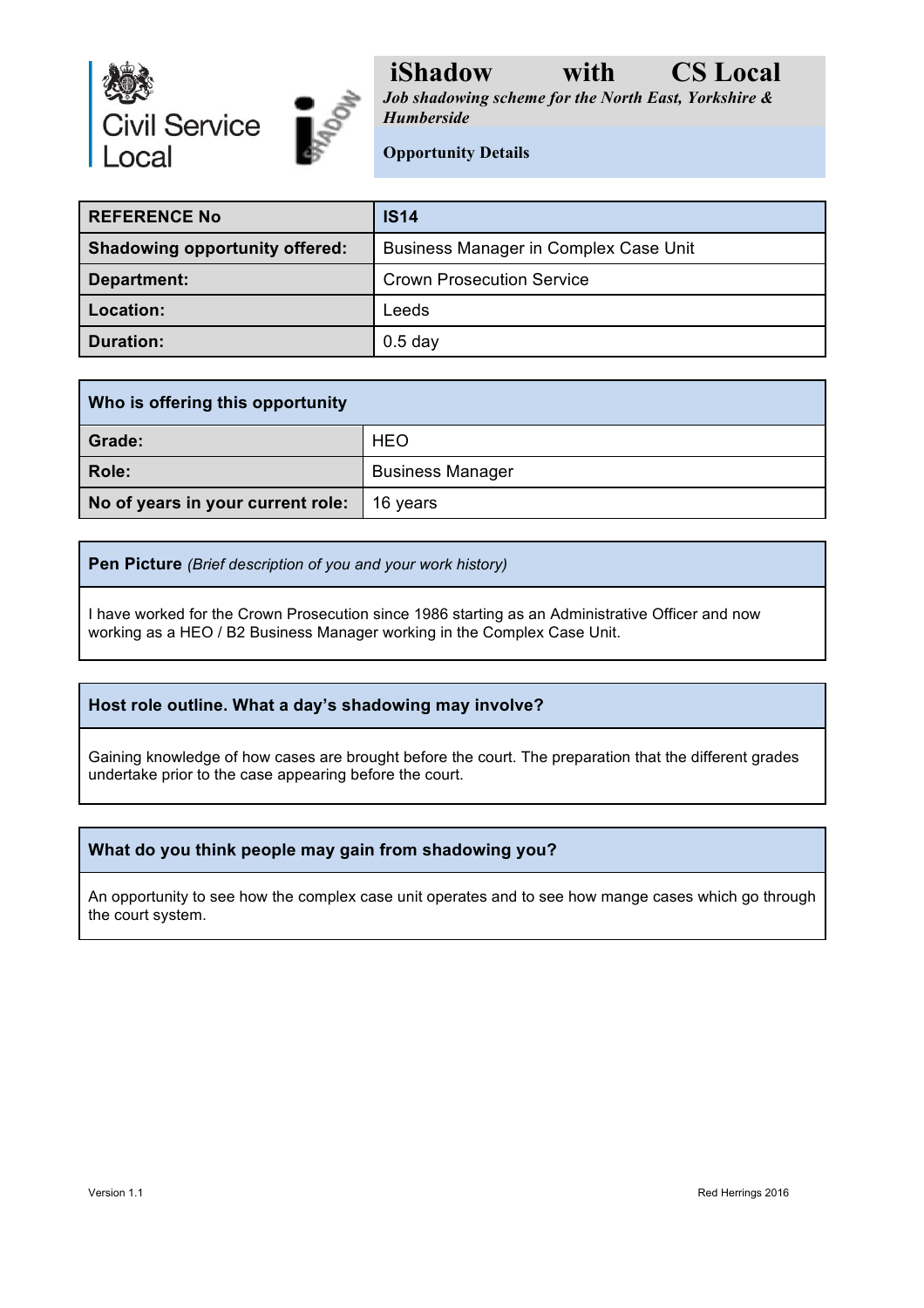Civil Service Local

# iShadow with CS Local

***Job shadowing scheme for the North East, Yorkshire & Humberside***

**Opportunity Details**

| | |
|---|---|
| **REFERENCE No** | **IS14** |
| **Shadowing opportunity offered:** | Business Manager in Complex Case Unit |
| **Department:** | Crown Prosecution Service |
| **Location:** | Leeds |
| **Duration:** | 0.5 day |

| **Who is offering this opportunity** | |
|---|---|
| **Grade:** | HEO |
| **Role:** | Business Manager |
| **No of years in your current role:** | 16 years |

**Pen Picture** *(Brief description of you and your work history)*

I have worked for the Crown Prosecution since 1986 starting as an Administrative Officer and now working as a HEO / B2 Business Manager working in the Complex Case Unit.

**Host role outline. What a day's shadowing may involve?**

Gaining knowledge of how cases are brought before the court. The preparation that the different grades undertake prior to the case appearing before the court.

**What do you think people may gain from shadowing you?**

An opportunity to see how the complex case unit operates and to see how mange cases which go through the court system.

Version 1.1

Red Herrings 2016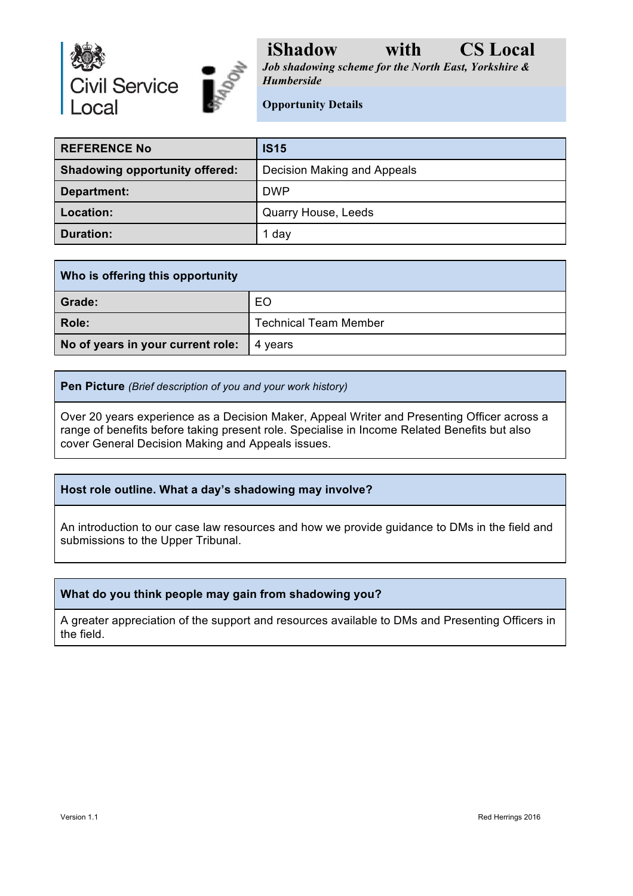# iShadow with CS Local

***Job shadowing scheme for the North East, Yorkshire & Humberside***

**Opportunity Details**

| | |
|---|---|
| **REFERENCE No** | **IS15** |
| **Shadowing opportunity offered:** | Decision Making and Appeals |
| **Department:** | DWP |
| **Location:** | Quarry House, Leeds |
| **Duration:** | 1 day |

| **Who is offering this opportunity** | |
|---|---|
| **Grade:** | EO |
| **Role:** | Technical Team Member |
| **No of years in your current role:** | 4 years |

**Pen Picture** *(Brief description of you and your work history)*

Over 20 years experience as a Decision Maker, Appeal Writer and Presenting Officer across a range of benefits before taking present role. Specialise in Income Related Benefits but also cover General Decision Making and Appeals issues.

**Host role outline. What a day's shadowing may involve?**

An introduction to our case law resources and how we provide guidance to DMs in the field and submissions to the Upper Tribunal.

**What do you think people may gain from shadowing you?**

A greater appreciation of the support and resources available to DMs and Presenting Officers in the field.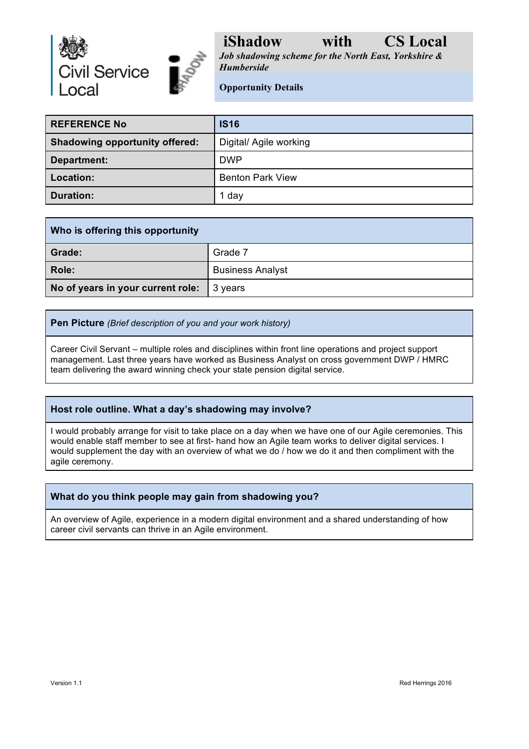# iShadow with CS Local

***Job shadowing scheme for the North East, Yorkshire & Humberside***

**Opportunity Details**

| | |
|---|---|
| **REFERENCE No** | **IS16** |
| **Shadowing opportunity offered:** | Digital/ Agile working |
| **Department:** | DWP |
| **Location:** | Benton Park View |
| **Duration:** | 1 day |

| **Who is offering this opportunity** | |
|---|---|
| **Grade:** | Grade 7 |
| **Role:** | Business Analyst |
| **No of years in your current role:** | 3 years |

**Pen Picture** *(Brief description of you and your work history)*

Career Civil Servant – multiple roles and disciplines within front line operations and project support management. Last three years have worked as Business Analyst on cross government DWP / HMRC team delivering the award winning check your state pension digital service.

**Host role outline. What a day's shadowing may involve?**

I would probably arrange for visit to take place on a day when we have one of our Agile ceremonies. This would enable staff member to see at first- hand how an Agile team works to deliver digital services. I would supplement the day with an overview of what we do / how we do it and then compliment with the agile ceremony.

**What do you think people may gain from shadowing you?**

An overview of Agile, experience in a modern digital environment and a shared understanding of how career civil servants can thrive in an Agile environment.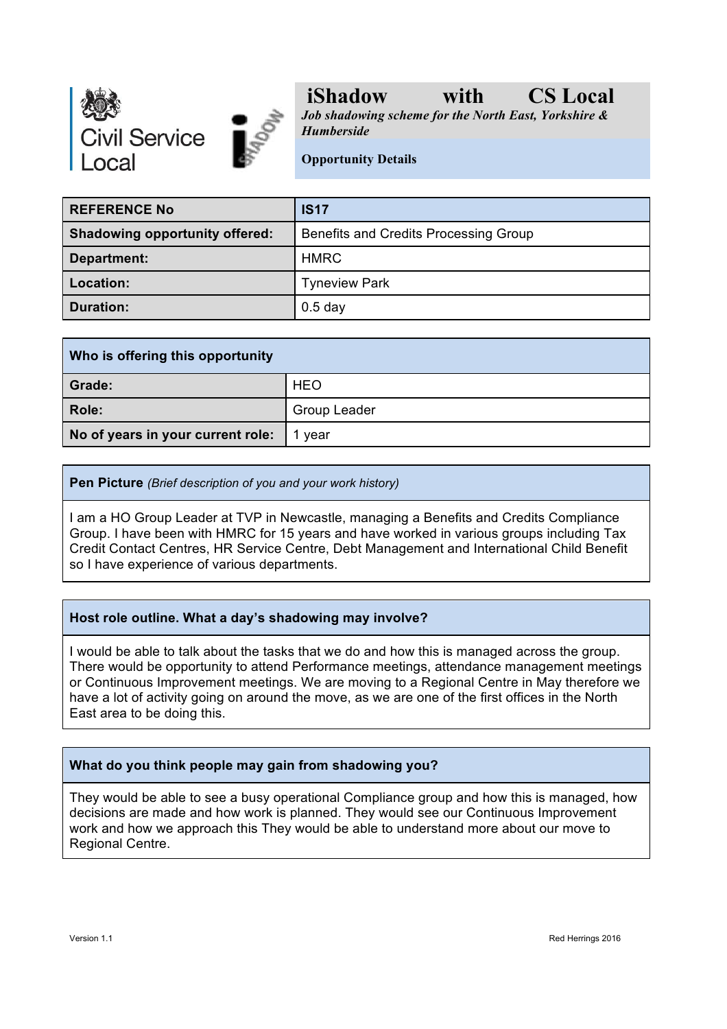Civil Service Local

# iShadow with CS Local

***Job shadowing scheme for the North East, Yorkshire & Humberside***

**Opportunity Details**

| | |
|---|---|
| **REFERENCE No** | **IS17** |
| **Shadowing opportunity offered:** | Benefits and Credits Processing Group |
| **Department:** | HMRC |
| **Location:** | Tyneview Park |
| **Duration:** | 0.5 day |

| **Who is offering this opportunity** | |
|---|---|
| **Grade:** | HEO |
| **Role:** | Group Leader |
| **No of years in your current role:** | 1 year |

**Pen Picture** *(Brief description of you and your work history)*

I am a HO Group Leader at TVP in Newcastle, managing a Benefits and Credits Compliance Group. I have been with HMRC for 15 years and have worked in various groups including Tax Credit Contact Centres, HR Service Centre, Debt Management and International Child Benefit so I have experience of various departments.

**Host role outline. What a day's shadowing may involve?**

I would be able to talk about the tasks that we do and how this is managed across the group. There would be opportunity to attend Performance meetings, attendance management meetings or Continuous Improvement meetings. We are moving to a Regional Centre in May therefore we have a lot of activity going on around the move, as we are one of the first offices in the North East area to be doing this.

**What do you think people may gain from shadowing you?**

They would be able to see a busy operational Compliance group and how this is managed, how decisions are made and how work is planned. They would see our Continuous Improvement work and how we approach this They would be able to understand more about our move to Regional Centre.

Version 1.1 Red Herrings 2016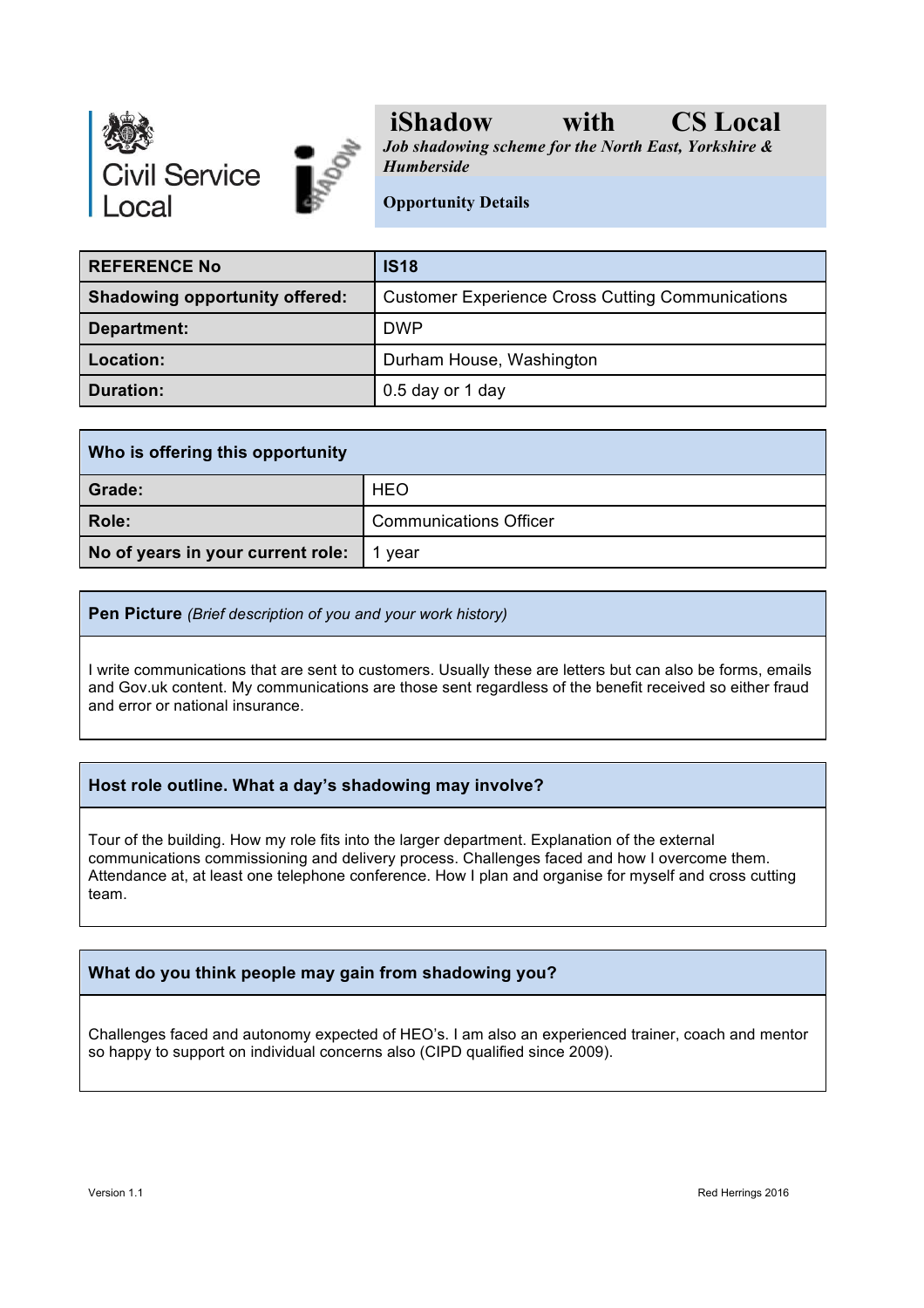Civil Service Local

# iShadow with CS Local

*Job shadowing scheme for the North East, Yorkshire & Humberside*

**Opportunity Details**

| | |
|---|---|
| **REFERENCE No** | **IS18** |
| **Shadowing opportunity offered:** | Customer Experience Cross Cutting Communications |
| **Department:** | DWP |
| **Location:** | Durham House, Washington |
| **Duration:** | 0.5 day or 1 day |

| **Who is offering this opportunity** | |
|---|---|
| **Grade:** | HEO |
| **Role:** | Communications Officer |
| **No of years in your current role:** | 1 year |

**Pen Picture** *(Brief description of you and your work history)*

I write communications that are sent to customers. Usually these are letters but can also be forms, emails and Gov.uk content. My communications are those sent regardless of the benefit received so either fraud and error or national insurance.

**Host role outline. What a day's shadowing may involve?**

Tour of the building. How my role fits into the larger department. Explanation of the external communications commissioning and delivery process. Challenges faced and how I overcome them. Attendance at, at least one telephone conference. How I plan and organise for myself and cross cutting team.

**What do you think people may gain from shadowing you?**

Challenges faced and autonomy expected of HEO's. I am also an experienced trainer, coach and mentor so happy to support on individual concerns also (CIPD qualified since 2009).

Version 1.1 Red Herrings 2016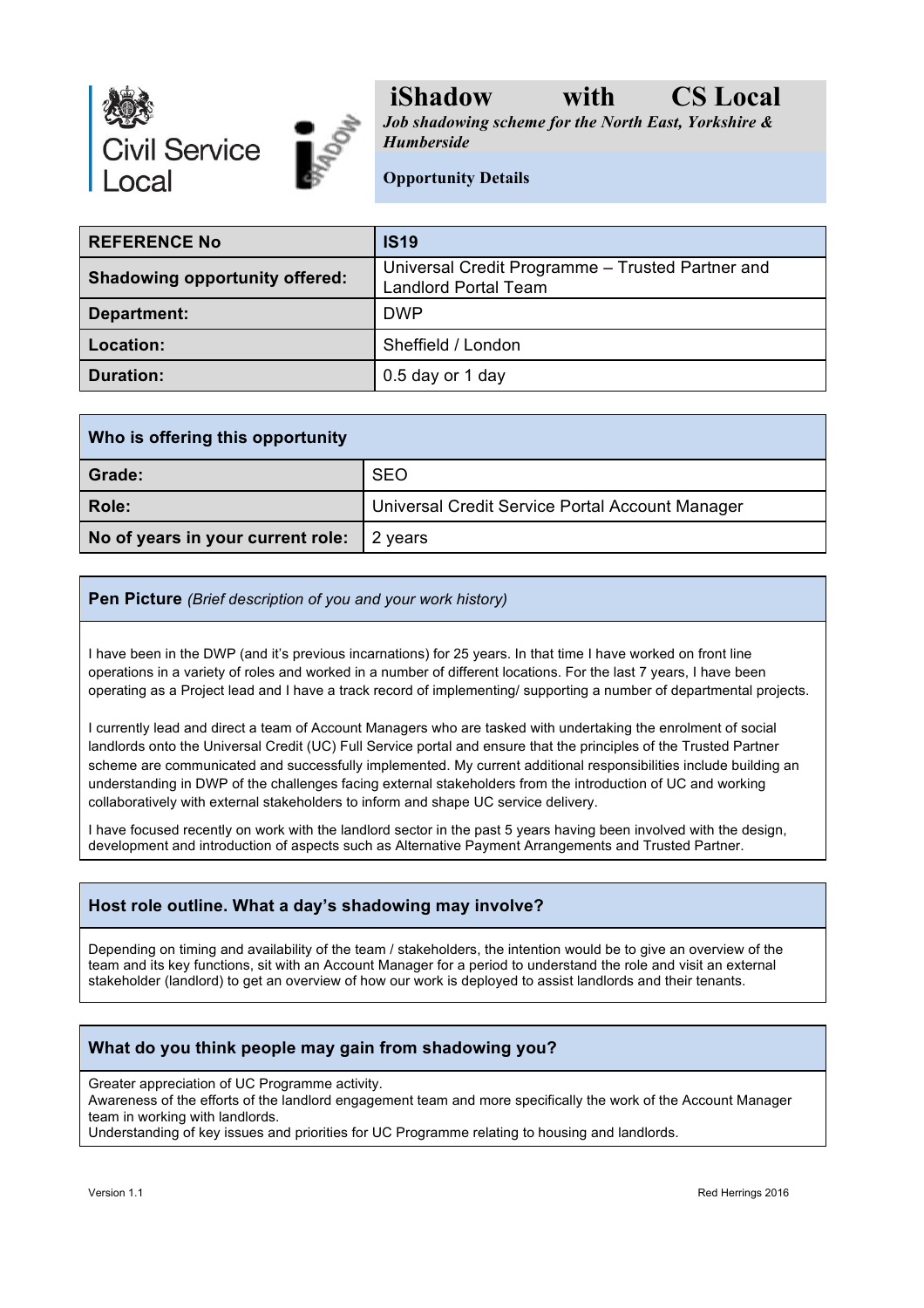# iShadow with CS Local

***Job shadowing scheme for the North East, Yorkshire & Humberside***

**Opportunity Details**

| | |
|---|---|
| **REFERENCE No** | **IS19** |
| **Shadowing opportunity offered:** | Universal Credit Programme – Trusted Partner and Landlord Portal Team |
| **Department:** | DWP |
| **Location:** | Sheffield / London |
| **Duration:** | 0.5 day or 1 day |

| **Who is offering this opportunity** | |
|---|---|
| **Grade:** | SEO |
| **Role:** | Universal Credit Service Portal Account Manager |
| **No of years in your current role:** | 2 years |

### Pen Picture *(Brief description of you and your work history)*

I have been in the DWP (and it's previous incarnations) for 25 years. In that time I have worked on front line operations in a variety of roles and worked in a number of different locations. For the last 7 years, I have been operating as a Project lead and I have a track record of implementing/ supporting a number of departmental projects.

I currently lead and direct a team of Account Managers who are tasked with undertaking the enrolment of social landlords onto the Universal Credit (UC) Full Service portal and ensure that the principles of the Trusted Partner scheme are communicated and successfully implemented. My current additional responsibilities include building an understanding in DWP of the challenges facing external stakeholders from the introduction of UC and working collaboratively with external stakeholders to inform and shape UC service delivery.

I have focused recently on work with the landlord sector in the past 5 years having been involved with the design, development and introduction of aspects such as Alternative Payment Arrangements and Trusted Partner.

### Host role outline. What a day's shadowing may involve?

Depending on timing and availability of the team / stakeholders, the intention would be to give an overview of the team and its key functions, sit with an Account Manager for a period to understand the role and visit an external stakeholder (landlord) to get an overview of how our work is deployed to assist landlords and their tenants.

### What do you think people may gain from shadowing you?

Greater appreciation of UC Programme activity.
Awareness of the efforts of the landlord engagement team and more specifically the work of the Account Manager team in working with landlords.
Understanding of key issues and priorities for UC Programme relating to housing and landlords.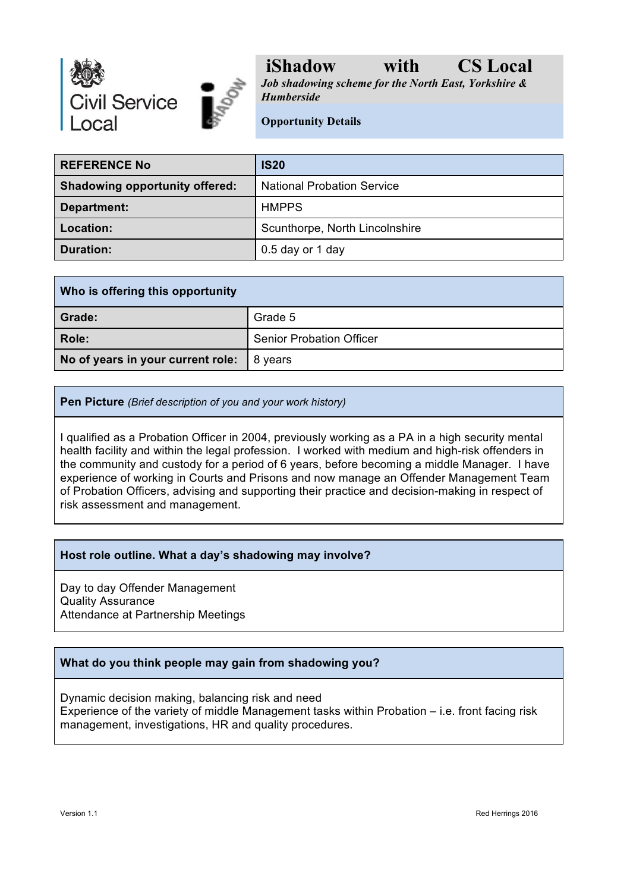# iShadow with CS Local

*Job shadowing scheme for the North East, Yorkshire & Humberside*

**Opportunity Details**

| | |
|---|---|
| **REFERENCE No** | **IS20** |
| **Shadowing opportunity offered:** | National Probation Service |
| **Department:** | HMPPS |
| **Location:** | Scunthorpe, North Lincolnshire |
| **Duration:** | 0.5 day or 1 day |

| **Who is offering this opportunity** | |
|---|---|
| **Grade:** | Grade 5 |
| **Role:** | Senior Probation Officer |
| **No of years in your current role:** | 8 years |

**Pen Picture** *(Brief description of you and your work history)*

I qualified as a Probation Officer in 2004, previously working as a PA in a high security mental health facility and within the legal profession. I worked with medium and high-risk offenders in the community and custody for a period of 6 years, before becoming a middle Manager. I have experience of working in Courts and Prisons and now manage an Offender Management Team of Probation Officers, advising and supporting their practice and decision-making in respect of risk assessment and management.

**Host role outline. What a day's shadowing may involve?**

Day to day Offender Management
Quality Assurance
Attendance at Partnership Meetings

**What do you think people may gain from shadowing you?**

Dynamic decision making, balancing risk and need
Experience of the variety of middle Management tasks within Probation – i.e. front facing risk management, investigations, HR and quality procedures.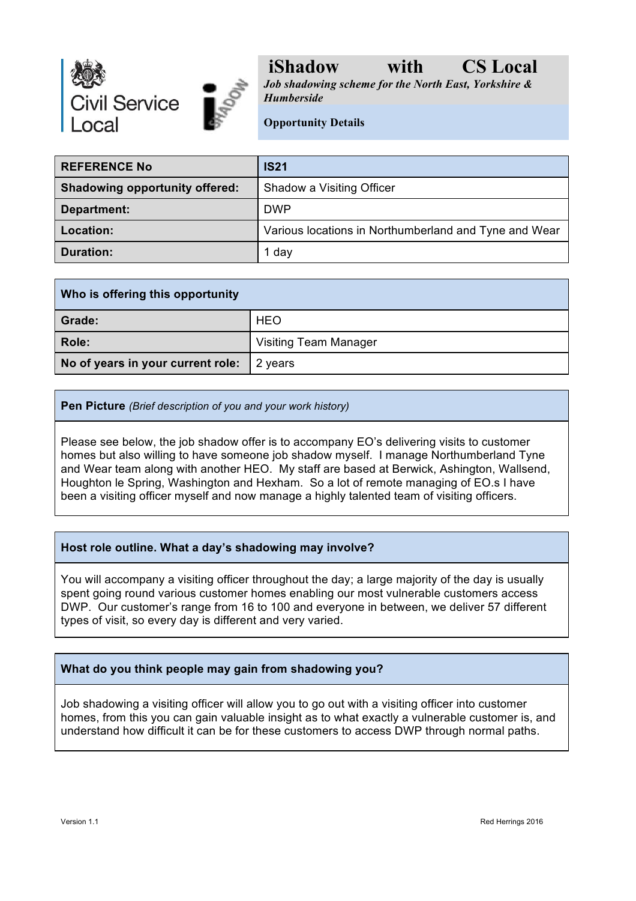# iShadow with CS Local

*Job shadowing scheme for the North East, Yorkshire & Humberside*

**Opportunity Details**

| | |
|---|---|
| **REFERENCE No** | **IS21** |
| **Shadowing opportunity offered:** | Shadow a Visiting Officer |
| **Department:** | DWP |
| **Location:** | Various locations in Northumberland and Tyne and Wear |
| **Duration:** | 1 day |

**Who is offering this opportunity**

| | |
|---|---|
| **Grade:** | HEO |
| **Role:** | Visiting Team Manager |
| **No of years in your current role:** | 2 years |

**Pen Picture** *(Brief description of you and your work history)*

Please see below, the job shadow offer is to accompany EO's delivering visits to customer homes but also willing to have someone job shadow myself. I manage Northumberland Tyne and Wear team along with another HEO. My staff are based at Berwick, Ashington, Wallsend, Houghton le Spring, Washington and Hexham. So a lot of remote managing of EO.s I have been a visiting officer myself and now manage a highly talented team of visiting officers.

**Host role outline. What a day's shadowing may involve?**

You will accompany a visiting officer throughout the day; a large majority of the day is usually spent going round various customer homes enabling our most vulnerable customers access DWP. Our customer's range from 16 to 100 and everyone in between, we deliver 57 different types of visit, so every day is different and very varied.

**What do you think people may gain from shadowing you?**

Job shadowing a visiting officer will allow you to go out with a visiting officer into customer homes, from this you can gain valuable insight as to what exactly a vulnerable customer is, and understand how difficult it can be for these customers to access DWP through normal paths.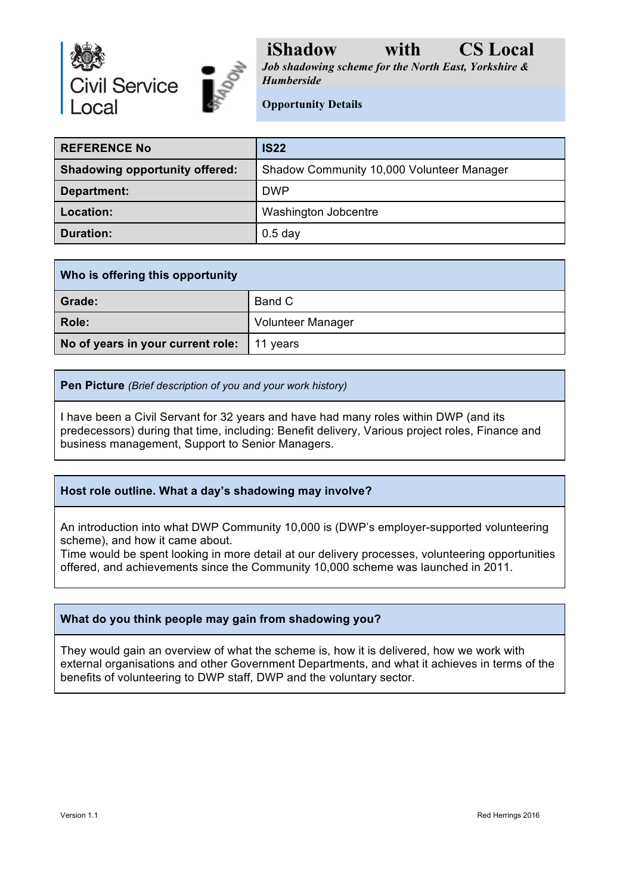# iShadow with CS Local

*Job shadowing scheme for the North East, Yorkshire & Humberside*

**Opportunity Details**

| | |
|---|---|
| **REFERENCE No** | **IS22** |
| **Shadowing opportunity offered:** | Shadow Community 10,000 Volunteer Manager |
| **Department:** | DWP |
| **Location:** | Washington Jobcentre |
| **Duration:** | 0.5 day |

**Who is offering this opportunity**

| | |
|---|---|
| **Grade:** | Band C |
| **Role:** | Volunteer Manager |
| **No of years in your current role:** | 11 years |

**Pen Picture** *(Brief description of you and your work history)*

I have been a Civil Servant for 32 years and have had many roles within DWP (and its predecessors) during that time, including: Benefit delivery, Various project roles, Finance and business management, Support to Senior Managers.

**Host role outline. What a day's shadowing may involve?**

An introduction into what DWP Community 10,000 is (DWP's employer-supported volunteering scheme), and how it came about.
Time would be spent looking in more detail at our delivery processes, volunteering opportunities offered, and achievements since the Community 10,000 scheme was launched in 2011.

**What do you think people may gain from shadowing you?**

They would gain an overview of what the scheme is, how it is delivered, how we work with external organisations and other Government Departments, and what it achieves in terms of the benefits of volunteering to DWP staff, DWP and the voluntary sector.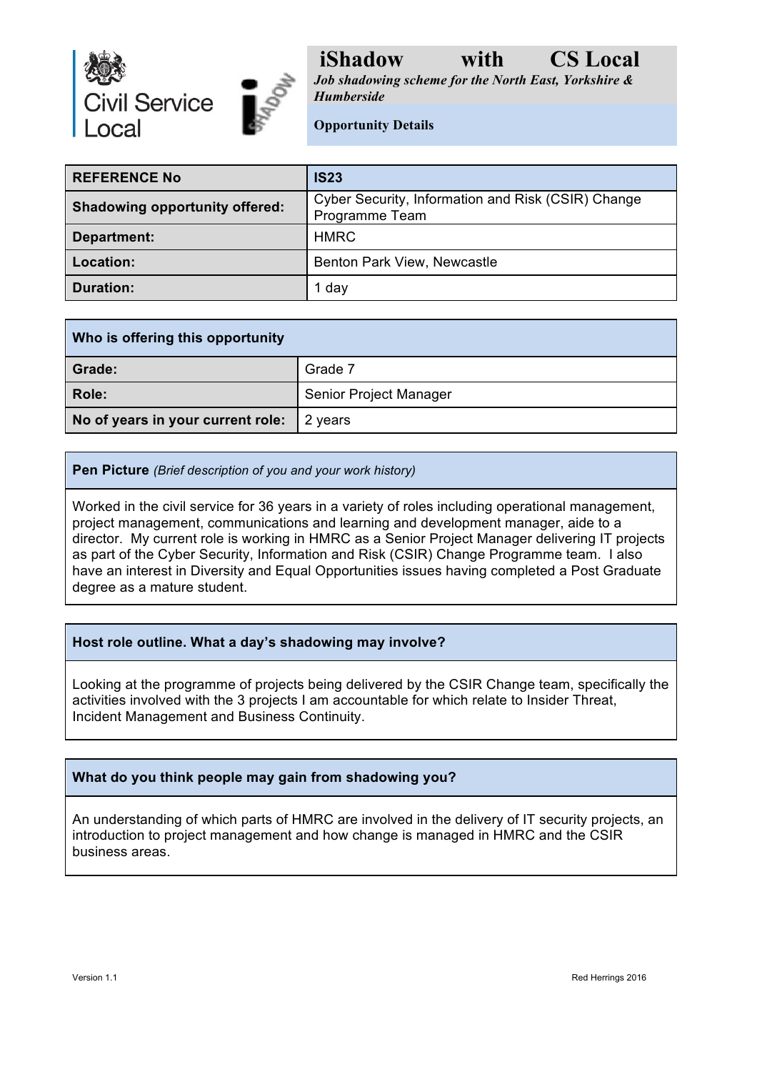# iShadow with CS Local

***Job shadowing scheme for the North East, Yorkshire & Humberside***

**Opportunity Details**

| | |
|---|---|
| **REFERENCE No** | **IS23** |
| **Shadowing opportunity offered:** | Cyber Security, Information and Risk (CSIR) Change Programme Team |
| **Department:** | HMRC |
| **Location:** | Benton Park View, Newcastle |
| **Duration:** | 1 day |

| **Who is offering this opportunity** | |
|---|---|
| **Grade:** | Grade 7 |
| **Role:** | Senior Project Manager |
| **No of years in your current role:** | 2 years |

**Pen Picture** *(Brief description of you and your work history)*

Worked in the civil service for 36 years in a variety of roles including operational management, project management, communications and learning and development manager, aide to a director. My current role is working in HMRC as a Senior Project Manager delivering IT projects as part of the Cyber Security, Information and Risk (CSIR) Change Programme team. I also have an interest in Diversity and Equal Opportunities issues having completed a Post Graduate degree as a mature student.

**Host role outline. What a day's shadowing may involve?**

Looking at the programme of projects being delivered by the CSIR Change team, specifically the activities involved with the 3 projects I am accountable for which relate to Insider Threat, Incident Management and Business Continuity.

**What do you think people may gain from shadowing you?**

An understanding of which parts of HMRC are involved in the delivery of IT security projects, an introduction to project management and how change is managed in HMRC and the CSIR business areas.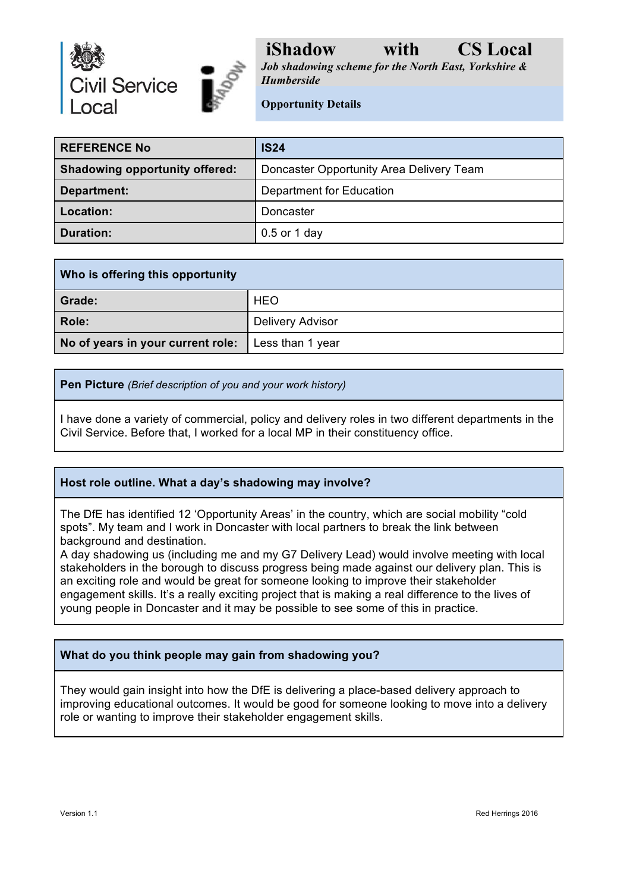# iShadow with CS Local

*Job shadowing scheme for the North East, Yorkshire & Humberside*

**Opportunity Details**

| | |
|---|---|
| **REFERENCE No** | **IS24** |
| **Shadowing opportunity offered:** | Doncaster Opportunity Area Delivery Team |
| **Department:** | Department for Education |
| **Location:** | Doncaster |
| **Duration:** | 0.5 or 1 day |

**Who is offering this opportunity**

| | |
|---|---|
| **Grade:** | HEO |
| **Role:** | Delivery Advisor |
| **No of years in your current role:** | Less than 1 year |

**Pen Picture** *(Brief description of you and your work history)*

I have done a variety of commercial, policy and delivery roles in two different departments in the Civil Service. Before that, I worked for a local MP in their constituency office.

**Host role outline. What a day's shadowing may involve?**

The DfE has identified 12 'Opportunity Areas' in the country, which are social mobility "cold spots". My team and I work in Doncaster with local partners to break the link between background and destination.

A day shadowing us (including me and my G7 Delivery Lead) would involve meeting with local stakeholders in the borough to discuss progress being made against our delivery plan. This is an exciting role and would be great for someone looking to improve their stakeholder engagement skills. It's a really exciting project that is making a real difference to the lives of young people in Doncaster and it may be possible to see some of this in practice.

**What do you think people may gain from shadowing you?**

They would gain insight into how the DfE is delivering a place-based delivery approach to improving educational outcomes. It would be good for someone looking to move into a delivery role or wanting to improve their stakeholder engagement skills.

Version 1.1 Red Herrings 2016